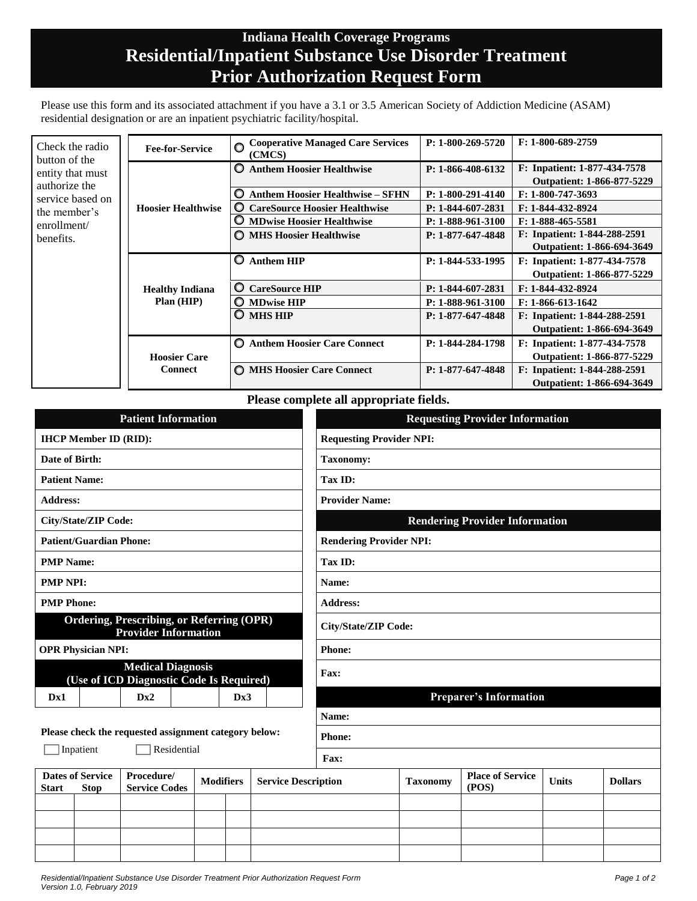# Indiana Health Coverage Programs
# Residential/Inpatient Substance Use Disorder Treatment Prior Authorization Request Form

Please use this form and its associated attachment if you have a 3.1 or 3.5 American Society of Addiction Medicine (ASAM) residential designation or are an inpatient psychiatric facility/hospital.

Check the radio button of the entity that must authorize the service based on the member's enrollment/ benefits.

| Program | Entity | Phone | Fax |
|---|---|---|---|
| Fee-for-Service | ○ Cooperative Managed Care Services (CMCS) | P: 1-800-269-5720 | F: 1-800-689-2759 |
| Hoosier Healthwise | ○ Anthem Hoosier Healthwise | P: 1-866-408-6132 | F: Inpatient: 1-877-434-7578 Outpatient: 1-866-877-5229 |
| | ○ Anthem Hoosier Healthwise – SFHN | P: 1-800-291-4140 | F: 1-800-747-3693 |
| | ○ CareSource Hoosier Healthwise | P: 1-844-607-2831 | F: 1-844-432-8924 |
| | ○ MDwise Hoosier Healthwise | P: 1-888-961-3100 | F: 1-888-465-5581 |
| | ○ MHS Hoosier Healthwise | P: 1-877-647-4848 | F: Inpatient: 1-844-288-2591 Outpatient: 1-866-694-3649 |
| Healthy Indiana Plan (HIP) | ○ Anthem HIP | P: 1-844-533-1995 | F: Inpatient: 1-877-434-7578 Outpatient: 1-866-877-5229 |
| | ○ CareSource HIP | P: 1-844-607-2831 | F: 1-844-432-8924 |
| | ○ MDwise HIP | P: 1-888-961-3100 | F: 1-866-613-1642 |
| | ○ MHS HIP | P: 1-877-647-4848 | F: Inpatient: 1-844-288-2591 Outpatient: 1-866-694-3649 |
| Hoosier Care Connect | ○ Anthem Hoosier Care Connect | P: 1-844-284-1798 | F: Inpatient: 1-877-434-7578 Outpatient: 1-866-877-5229 |
| | ○ MHS Hoosier Care Connect | P: 1-877-647-4848 | F: Inpatient: 1-844-288-2591 Outpatient: 1-866-694-3649 |

**Please complete all appropriate fields.**

| Patient Information | |
|---|---|
| IHCP Member ID (RID): | |
| Date of Birth: | |
| Patient Name: | |
| Address: | |
| City/State/ZIP Code: | |
| Patient/Guardian Phone: | |
| PMP Name: | |
| PMP NPI: | |
| PMP Phone: | |

| Ordering, Prescribing, or Referring (OPR) Provider Information | |
|---|---|
| OPR Physician NPI: | |

| Medical Diagnosis (Use of ICD Diagnostic Code Is Required) | | | | | |
|---|---|---|---|---|---|
| Dx1 | | Dx2 | | Dx3 | |

| Requesting Provider Information | |
|---|---|
| Requesting Provider NPI: | |
| Taxonomy: | |
| Tax ID: | |
| Provider Name: | |

| Rendering Provider Information | |
|---|---|
| Rendering Provider NPI: | |
| Tax ID: | |
| Name: | |
| Address: | |
| City/State/ZIP Code: | |
| Phone: | |
| Fax: | |

| Preparer's Information | |
|---|---|
| Name: | |
| Phone: | |
| Fax: | |

**Please check the requested assignment category below:**

☐ Inpatient ☐ Residential

| Dates of Service Start | Dates of Service Stop | Procedure/ Service Codes | Modifiers | | Service Description | Taxonomy | Place of Service (POS) | Units | Dollars |
|---|---|---|---|---|---|---|---|---|---|
| | | | | | | | | | |
| | | | | | | | | | |
| | | | | | | | | | |
| | | | | | | | | | |

*Residential/Inpatient Substance Use Disorder Treatment Prior Authorization Request Form*
*Version 1.0, February 2019*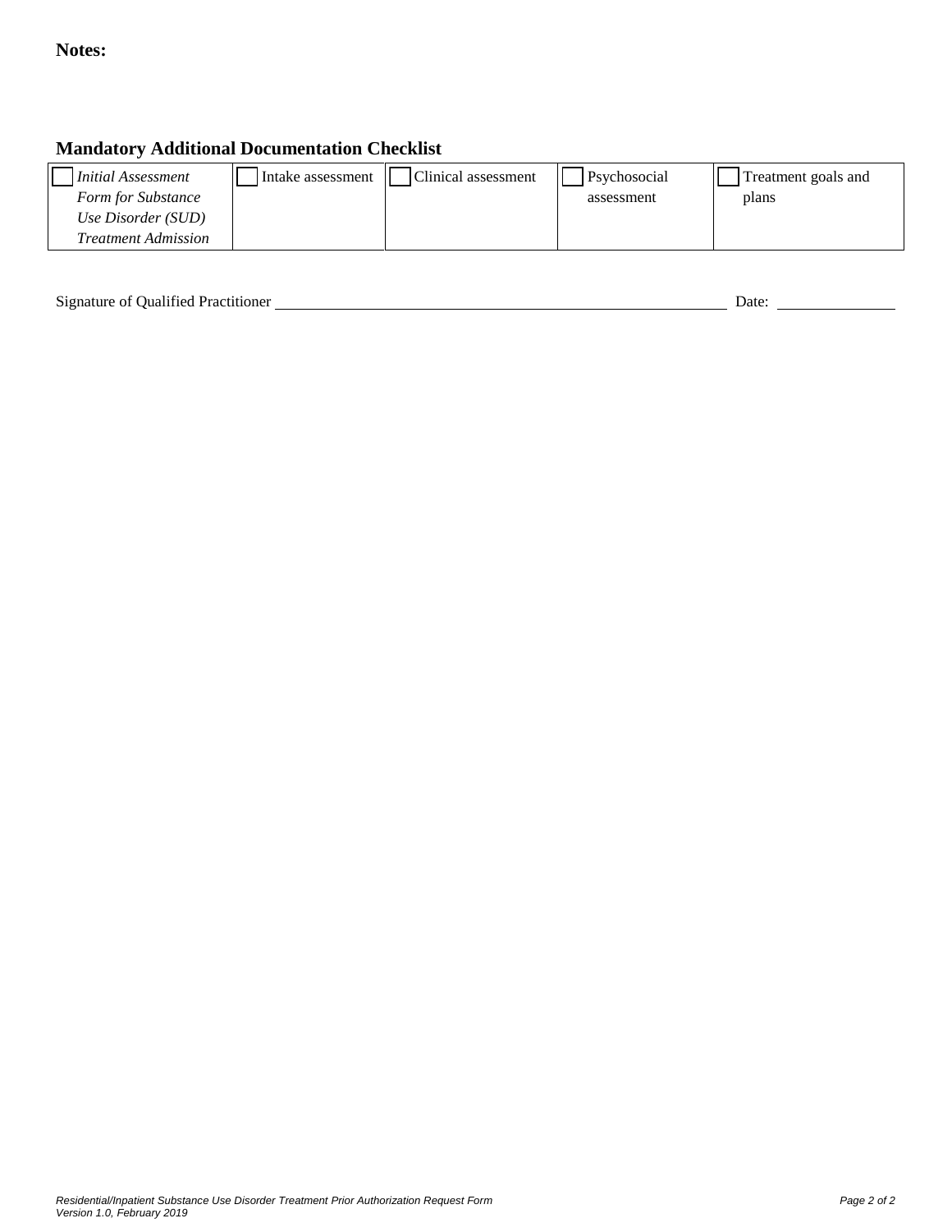**Notes:**

## Mandatory Additional Documentation Checklist

| | | | | |
|---|---|---|---|---|
| ☐ *Initial Assessment Form for Substance Use Disorder (SUD) Treatment Admission* | ☐ Intake assessment | ☐ Clinical assessment | ☐ Psychosocial assessment | ☐ Treatment goals and plans |

Signature of Qualified Practitioner \_\_\_\_\_\_\_\_\_\_\_\_\_\_\_\_\_\_\_\_\_\_\_\_\_\_\_\_\_\_\_\_\_\_\_\_\_\_\_\_\_\_ Date: \_\_\_\_\_\_\_\_\_\_\_\_